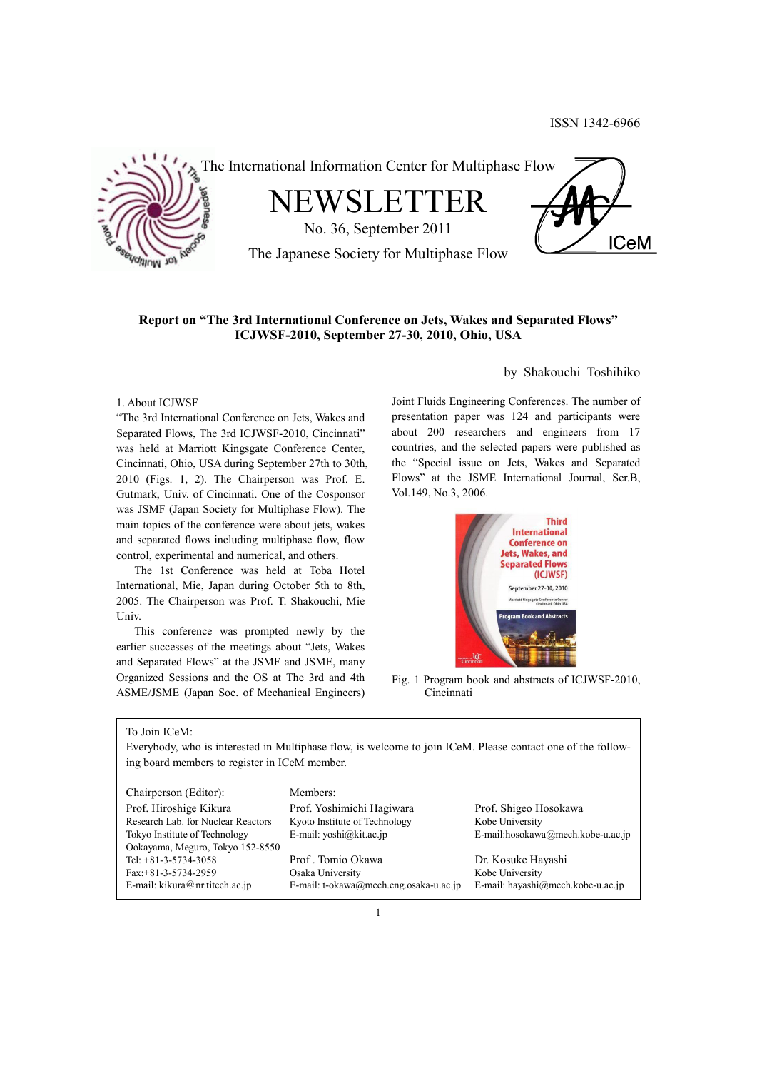ISSN 1342-6966

The International Information Center for Multiphase Flow

# NEWSLETTER

No. 36, September 2011

The Japanese Society for Multiphase Flow

## Report on "The 3rd International Conference on Jets, Wakes and Separated Flows" ICJWSF-2010, September 27-30, 2010, Ohio, USA

by Shakouchi Toshihiko

### 1. About ICJWSF

"The 3rd International Conference on Jets, Wakes and Separated Flows, The 3rd ICJWSF-2010, Cincinnati" was held at Marriott Kingsgate Conference Center, Cincinnati, Ohio, USA during September 27th to 30th, 2010 (Figs. 1, 2). The Chairperson was Prof. E. Gutmark, Univ. of Cincinnati. One of the Cosponsor was JSMF (Japan Society for Multiphase Flow). The main topics of the conference were about jets, wakes and separated flows including multiphase flow, flow control, experimental and numerical, and others.

The 1st Conference was held at Toba Hotel International, Mie, Japan during October 5th to 8th, 2005. The Chairperson was Prof. T. Shakouchi, Mie Univ.

This conference was prompted newly by the earlier successes of the meetings about "Jets, Wakes and Separated Flows" at the JSMF and JSME, many Organized Sessions and the OS at The 3rd and 4th ASME/JSME (Japan Soc. of Mechanical Engineers) Joint Fluids Engineering Conferences. The number of presentation paper was 124 and participants were about 200 researchers and engineers from 17 countries, and the selected papers were published as the "Special issue on Jets, Wakes and Separated Flows" at the JSME International Journal, Ser.B, Vol.149, No.3, 2006.

Fig. 1 Program book and abstracts of ICJWSF-2010, Cincinnati

---

To Join ICeM:

Everybody, who is interested in Multiphase flow, is welcome to join ICeM. Please contact one of the following board members to register in ICeM member.

Chairperson (Editor):
Prof. Hiroshige Kikura
Research Lab. for Nuclear Reactors
Tokyo Institute of Technology
Ookayama, Meguro, Tokyo 152-8550
Tel: +81-3-5734-3058
Fax:+81-3-5734-2959
E-mail: kikura@nr.titech.ac.jp

Members:

Prof. Yoshimichi Hagiwara
Kyoto Institute of Technology
E-mail: yoshi@kit.ac.jp

Prof. Shigeo Hosokawa
Kobe University
E-mail:hosokawa@mech.kobe-u.ac.jp

Prof . Tomio Okawa
Osaka University
E-mail: t-okawa@mech.eng.osaka-u.ac.jp

Dr. Kosuke Hayashi
Kobe University
E-mail: hayashi@mech.kobe-u.ac.jp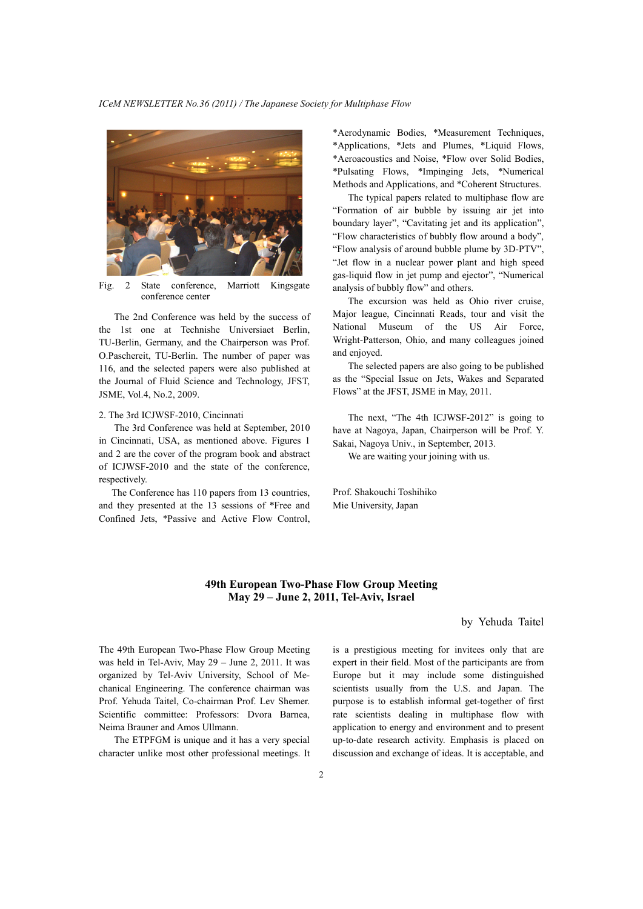Fig. 2 State conference, Marriott Kingsgate conference center

The 2nd Conference was held by the success of the 1st one at Technishe Universiaet Berlin, TU-Berlin, Germany, and the Chairperson was Prof. O.Paschereit, TU-Berlin. The number of paper was 116, and the selected papers were also published at the Journal of Fluid Science and Technology, JFST, JSME, Vol.4, No.2, 2009.

2. The 3rd ICJWSF-2010, Cincinnati

The 3rd Conference was held at September, 2010 in Cincinnati, USA, as mentioned above. Figures 1 and 2 are the cover of the program book and abstract of ICJWSF-2010 and the state of the conference, respectively.

The Conference has 110 papers from 13 countries, and they presented at the 13 sessions of *Free and Confined Jets, *Passive and Active Flow Control, *Aerodynamic Bodies, *Measurement Techniques, *Applications, *Jets and Plumes, *Liquid Flows, *Aeroacoustics and Noise, *Flow over Solid Bodies, *Pulsating Flows, *Impinging Jets, *Numerical Methods and Applications, and *Coherent Structures.

The typical papers related to multiphase flow are "Formation of air bubble by issuing air jet into boundary layer", "Cavitating jet and its application", "Flow characteristics of bubbly flow around a body", "Flow analysis of around bubble plume by 3D-PTV", "Jet flow in a nuclear power plant and high speed gas-liquid flow in jet pump and ejector", "Numerical analysis of bubbly flow" and others.

The excursion was held as Ohio river cruise, Major league, Cincinnati Reads, tour and visit the National Museum of the US Air Force, Wright-Patterson, Ohio, and many colleagues joined and enjoyed.

The selected papers are also going to be published as the "Special Issue on Jets, Wakes and Separated Flows" at the JFST, JSME in May, 2011.

The next, "The 4th ICJWSF-2012" is going to have at Nagoya, Japan, Chairperson will be Prof. Y. Sakai, Nagoya Univ., in September, 2013.

We are waiting your joining with us.

Prof. Shakouchi Toshihiko
Mie University, Japan

## 49th European Two-Phase Flow Group Meeting
## May 29 – June 2, 2011, Tel-Aviv, Israel

by Yehuda Taitel

The 49th European Two-Phase Flow Group Meeting was held in Tel-Aviv, May 29 – June 2, 2011. It was organized by Tel-Aviv University, School of Mechanical Engineering. The conference chairman was Prof. Yehuda Taitel, Co-chairman Prof. Lev Shemer. Scientific committee: Professors: Dvora Barnea, Neima Brauner and Amos Ullmann.

The ETPFGM is unique and it has a very special character unlike most other professional meetings. It is a prestigious meeting for invitees only that are expert in their field. Most of the participants are from Europe but it may include some distinguished scientists usually from the U.S. and Japan. The purpose is to establish informal get-together of first rate scientists dealing in multiphase flow with application to energy and environment and to present up-to-date research activity. Emphasis is placed on discussion and exchange of ideas. It is acceptable, and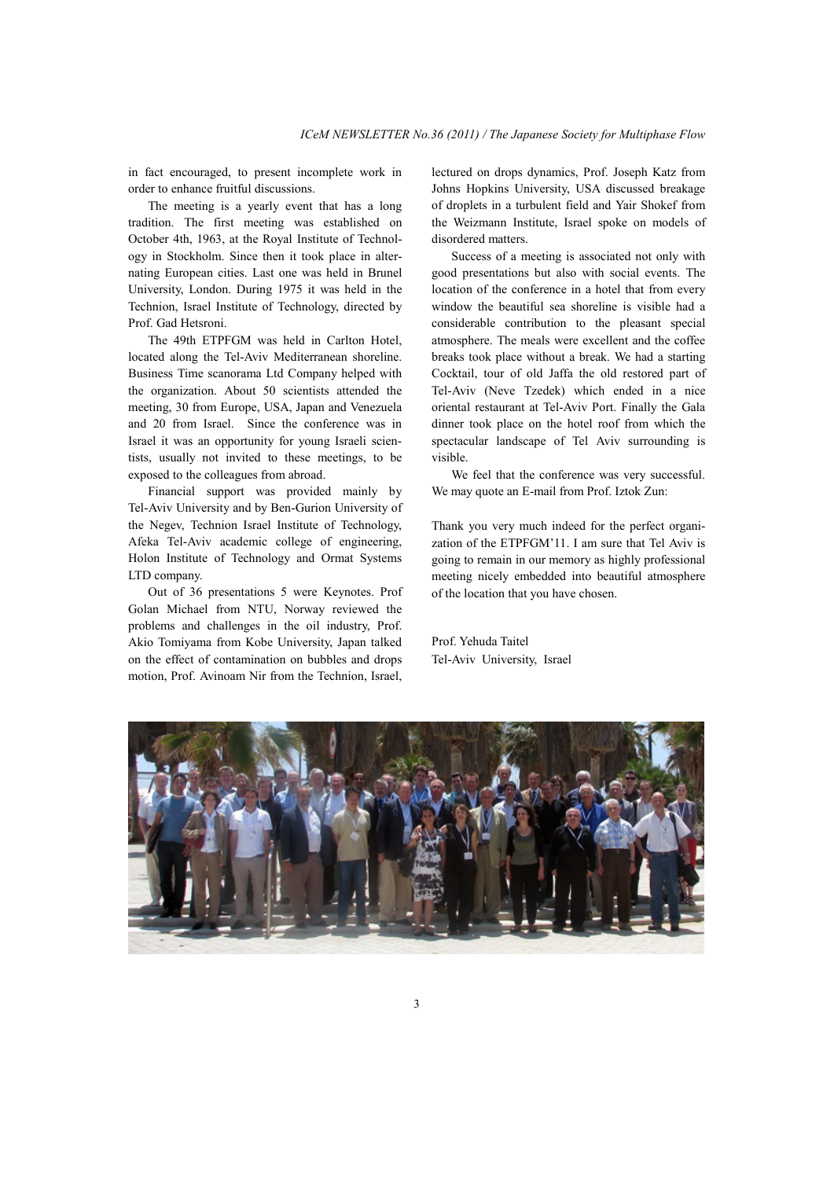in fact encouraged, to present incomplete work in order to enhance fruitful discussions.

The meeting is a yearly event that has a long tradition. The first meeting was established on October 4th, 1963, at the Royal Institute of Technology in Stockholm. Since then it took place in alternating European cities. Last one was held in Brunel University, London. During 1975 it was held in the Technion, Israel Institute of Technology, directed by Prof. Gad Hetsroni.

The 49th ETPFGM was held in Carlton Hotel, located along the Tel-Aviv Mediterranean shoreline. Business Time scanorama Ltd Company helped with the organization. About 50 scientists attended the meeting, 30 from Europe, USA, Japan and Venezuela and 20 from Israel. Since the conference was in Israel it was an opportunity for young Israeli scientists, usually not invited to these meetings, to be exposed to the colleagues from abroad.

Financial support was provided mainly by Tel-Aviv University and by Ben-Gurion University of the Negev, Technion Israel Institute of Technology, Afeka Tel-Aviv academic college of engineering, Holon Institute of Technology and Ormat Systems LTD company.

Out of 36 presentations 5 were Keynotes. Prof Golan Michael from NTU, Norway reviewed the problems and challenges in the oil industry, Prof. Akio Tomiyama from Kobe University, Japan talked on the effect of contamination on bubbles and drops motion, Prof. Avinoam Nir from the Technion, Israel, lectured on drops dynamics, Prof. Joseph Katz from Johns Hopkins University, USA discussed breakage of droplets in a turbulent field and Yair Shokef from the Weizmann Institute, Israel spoke on models of disordered matters.

Success of a meeting is associated not only with good presentations but also with social events. The location of the conference in a hotel that from every window the beautiful sea shoreline is visible had a considerable contribution to the pleasant special atmosphere. The meals were excellent and the coffee breaks took place without a break. We had a starting Cocktail, tour of old Jaffa the old restored part of Tel-Aviv (Neve Tzedek) which ended in a nice oriental restaurant at Tel-Aviv Port. Finally the Gala dinner took place on the hotel roof from which the spectacular landscape of Tel Aviv surrounding is visible.

We feel that the conference was very successful. We may quote an E-mail from Prof. Iztok Zun:

Thank you very much indeed for the perfect organization of the ETPFGM'11. I am sure that Tel Aviv is going to remain in our memory as highly professional meeting nicely embedded into beautiful atmosphere of the location that you have chosen.

Prof. Yehuda Taitel
Tel-Aviv University, Israel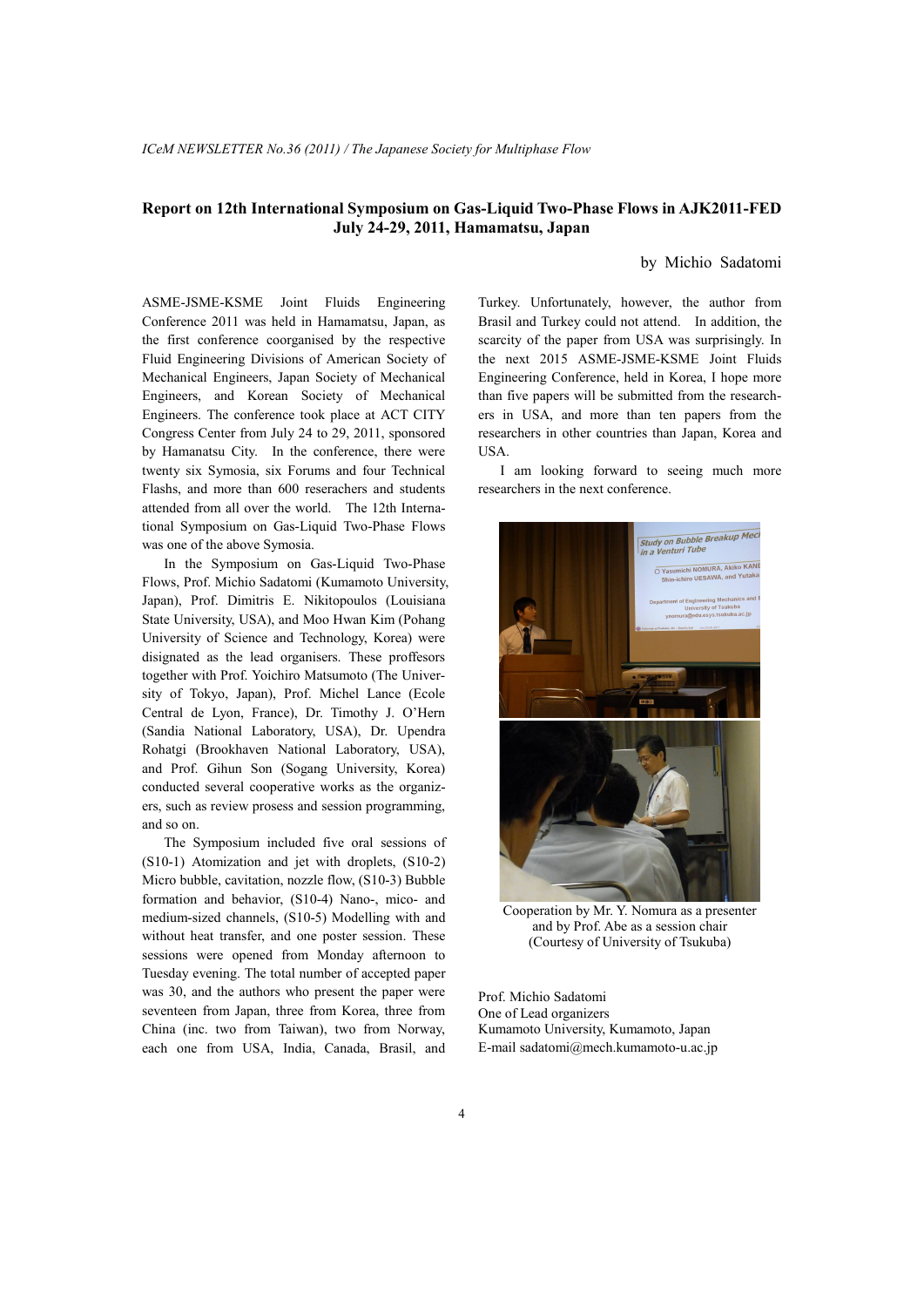## Report on 12th International Symposium on Gas-Liquid Two-Phase Flows in AJK2011-FED July 24-29, 2011, Hamamatsu, Japan

by Michio Sadatomi

ASME-JSME-KSME Joint Fluids Engineering Conference 2011 was held in Hamamatsu, Japan, as the first conference coorganised by the respective Fluid Engineering Divisions of American Society of Mechanical Engineers, Japan Society of Mechanical Engineers, and Korean Society of Mechanical Engineers. The conference took place at ACT CITY Congress Center from July 24 to 29, 2011, sponsored by Hamanatsu City. In the conference, there were twenty six Symosia, six Forums and four Technical Flashs, and more than 600 reseracher and students attended from all over the world. The 12th International Symposium on Gas-Liquid Two-Phase Flows was one of the above Symosia.

In the Symposium on Gas-Liquid Two-Phase Flows, Prof. Michio Sadatomi (Kumamoto University, Japan), Prof. Dimitris E. Nikitopoulos (Louisiana State University, USA), and Moo Hwan Kim (Pohang University of Science and Technology, Korea) were disignated as the lead organisers. These proffesors together with Prof. Yoichiro Matsumoto (The University of Tokyo, Japan), Prof. Michel Lance (Ecole Central de Lyon, France), Dr. Timothy J. O'Hern (Sandia National Laboratory, USA), Dr. Upendra Rohatgi (Brookhaven National Laboratory, USA), and Prof. Gihun Son (Sogang University, Korea) conducted several cooperative works as the organizers, such as review prosess and session programming, and so on.

The Symposium included five oral sessions of (S10-1) Atomization and jet with droplets, (S10-2) Micro bubble, cavitation, slug flow, (S10-3) Bubble formation and behavior, (S10-4) Nano-, mico- and medium-sized channels, (S10-5) Modelling with and without heat transfer, and one poster session. These sessions were opened from Monday afternoon to Tuesday evening. The total number of accepted paper was 30, and the authors who present the paper were seventeen from Japan, three from Korea, three from China (inc. two from Taiwan), two from Norway, each one from USA, India, Canada, Brasil, and Turkey. Unfortunately, however, the author from Brasil and Turkey could not attend. In addition, the scarcity of the paper from USA was surprisingly. In the next 2015 ASME-JSME-KSME Joint Fluids Engineering Conference, held in Korea, I hope more than five papers will be submitted from the researchers in USA, and more than ten papers from the researchers in other countries than Japan, Korea and USA.

I am looking forward to seeing much more researchers in the next conference.

Cooperation by Mr. Y. Nomura as a presenter and by Prof. Abe as a session chair (Courtesy of University of Tsukuba)

Prof. Michio Sadatomi
One of Lead organizers
Kumamoto University, Kumamoto, Japan
E-mail sadatomi@mech.kumamoto-u.ac.jp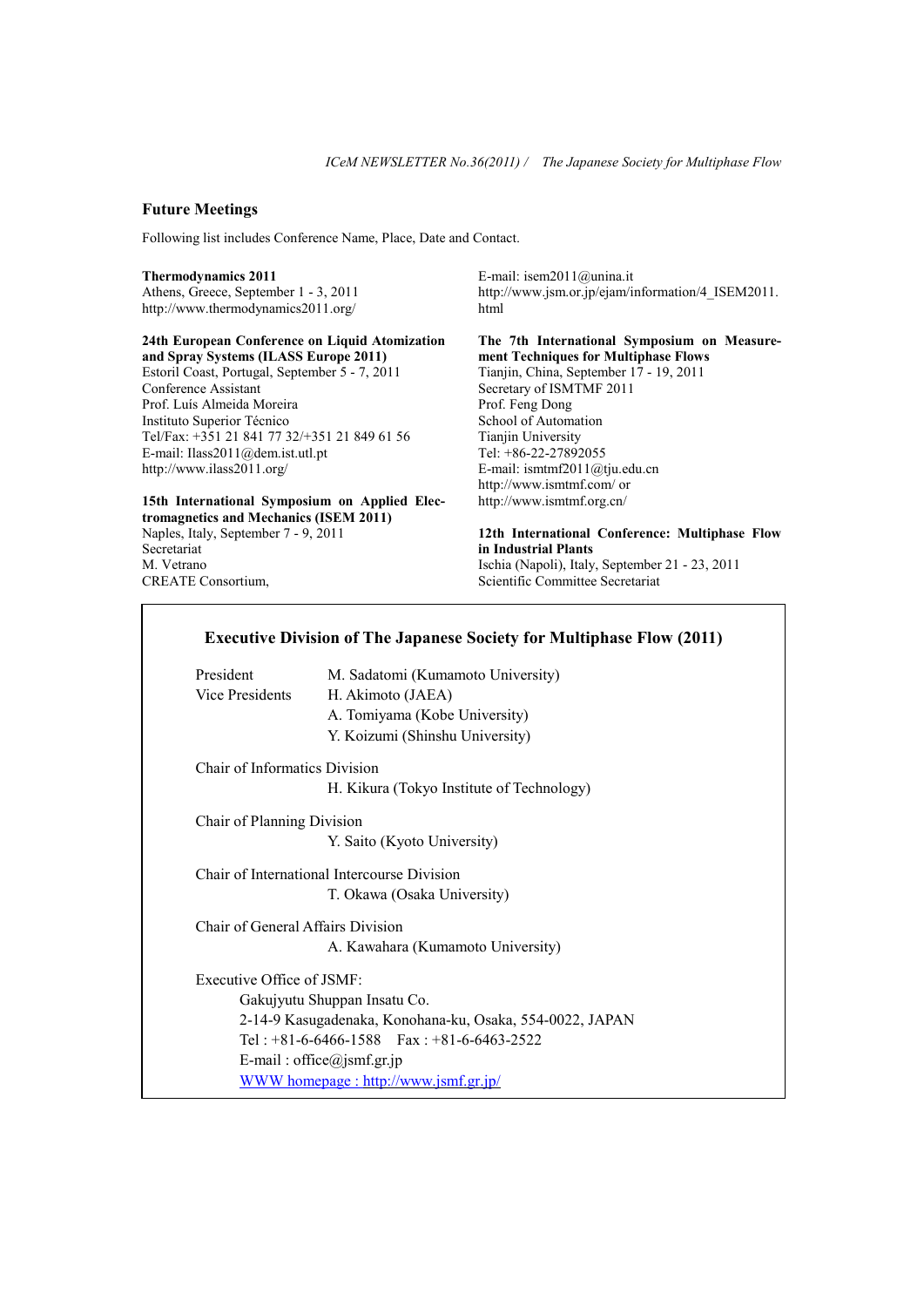## Future Meetings

Following list includes Conference Name, Place, Date and Contact.

**Thermodynamics 2011**
Athens, Greece, September 1 - 3, 2011
http://www.thermodynamics2011.org/

**24th European Conference on Liquid Atomization and Spray Systems (ILASS Europe 2011)**
Estoril Coast, Portugal, September 5 - 7, 2011
Conference Assistant
Prof. Luís Almeida Moreira
Instituto Superior Técnico
Tel/Fax: +351 21 841 77 32/+351 21 849 61 56
E-mail: Ilass2011@dem.ist.utl.pt
http://www.ilass2011.org/

**15th International Symposium on Applied Electromagnetics and Mechanics (ISEM 2011)**
Naples, Italy, September 7 - 9, 2011
Secretariat
M. Vetrano
CREATE Consortium,
E-mail: isem2011@unina.it
http://www.jsm.or.jp/ejam/information/4_ISEM2011.html

**The 7th International Symposium on Measurement Techniques for Multiphase Flows**
Tianjin, China, September 17 - 19, 2011
Secretary of ISMTMF 2011
Prof. Feng Dong
School of Automation
Tianjin University
Tel: +86-22-27892055
E-mail: ismtmf2011@tju.edu.cn
http://www.ismtmf.com/ or
http://www.ismtmf.org.cn/

**12th International Conference: Multiphase Flow in Industrial Plants**
Ischia (Napoli), Italy, September 21 - 23, 2011
Scientific Committee Secretariat

### Executive Division of The Japanese Society for Multiphase Flow (2011)

| | |
|---|---|
| President | M. Sadatomi (Kumamoto University) |
| Vice Presidents | H. Akimoto (JAEA) |
| | A. Tomiyama (Kobe University) |
| | Y. Koizumi (Shinshu University) |

Chair of Informatics Division
H. Kikura (Tokyo Institute of Technology)

Chair of Planning Division
Y. Saito (Kyoto University)

Chair of International Intercourse Division
T. Okawa (Osaka University)

Chair of General Affairs Division
A. Kawahara (Kumamoto University)

Executive Office of JSMF:
Gakujyutu Shuppan Insatu Co.
2-14-9 Kasugadenaka, Konohana-ku, Osaka, 554-0022, JAPAN
Tel : +81-6-6466-1588  Fax : +81-6-6463-2522
E-mail : office@jsmf.gr.jp
WWW homepage : http://www.jsmf.gr.jp/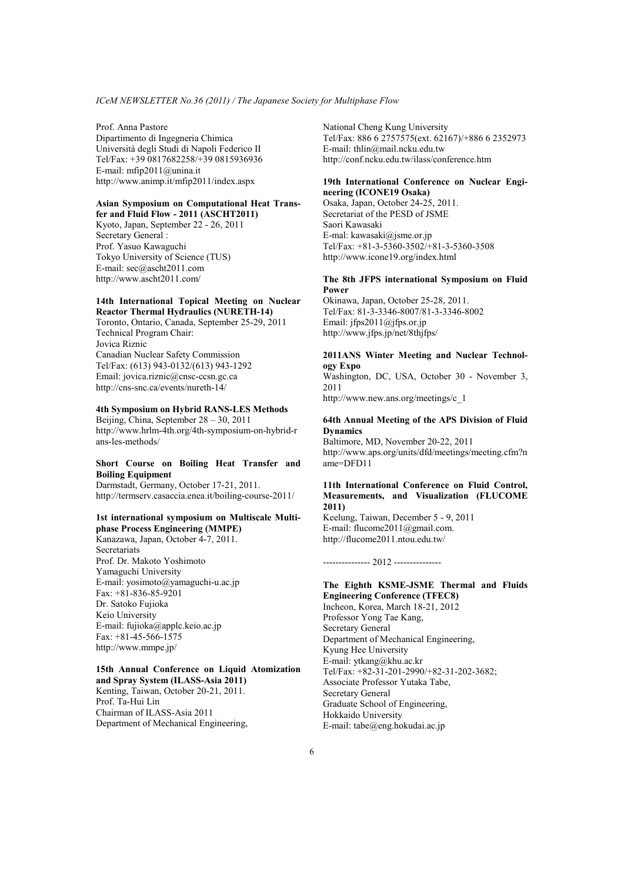Prof. Anna Pastore
Dipartimento di Ingegneria Chimica
Università degli Studi di Napoli Federico II
Tel/Fax: +39 0817682258/+39 0815936936
E-mail: mfip2011@unina.it
http://www.animp.it/mfip2011/index.aspx

**Asian Symposium on Computational Heat Transfer and Fluid Flow - 2011 (ASCHT2011)**
Kyoto, Japan, September 22 - 26, 2011
Secretary General :
Prof. Yasuo Kawaguchi
Tokyo University of Science (TUS)
E-mail: sec@ascht2011.com
http://www.ascht2011.com/

**14th International Topical Meeting on Nuclear Reactor Thermal Hydraulics (NURETH-14)**
Toronto, Ontario, Canada, September 25-29, 2011
Technical Program Chair:
Jovica Riznic
Canadian Nuclear Safety Commission
Tel/Fax: (613) 943-0132/(613) 943-1292
Email: jovica.riznic@cnsc-ccsn.gc.ca
http://cns-snc.ca/events/nureth-14/

**4th Symposium on Hybrid RANS-LES Methods**
Beijing, China, September 28 – 30, 2011
http://www.hrlm-4th.org/4th-symposium-on-hybrid-rans-les-methods/

**Short Course on Boiling Heat Transfer and Boiling Equipment**
Darmstadt, Germany, October 17-21, 2011.
http://termserv.casaccia.enea.it/boiling-course-2011/

**1st international symposium on Multiscale Multiphase Process Engineering (MMPE)**
Kanazawa, Japan, October 4-7, 2011.
Secretariats
Prof. Dr. Makoto Yoshimoto
Yamaguchi University
E-mail: yosimoto@yamaguchi-u.ac.jp
Fax: +81-836-85-9201
Dr. Satoko Fujioka
Keio University
E-mail: fujioka@applc.keio.ac.jp
Fax: +81-45-566-1575
http://www.mmpe.jp/

**15th Annual Conference on Liquid Atomization and Spray System (ILASS-Asia 2011)**
Kenting, Taiwan, October 20-21, 2011.
Prof. Ta-Hui Lin
Chairman of ILASS-Asia 2011
Department of Mechanical Engineering,
National Cheng Kung University
Tel/Fax: 886 6 2757575(ext. 62167)/+886 6 2352973
E-mail: thlin@mail.ncku.edu.tw
http://conf.ncku.edu.tw/ilass/conference.htm

**19th International Conference on Nuclear Engineering (ICONE19 Osaka)**
Osaka, Japan, October 24-25, 2011.
Secretariat of the PESD of JSME
Saori Kawasaki
E-mal: kawasaki@jsme.or.jp
Tel/Fax: +81-3-5360-3502/+81-3-5360-3508
http://www.icone19.org/index.html

**The 8th JFPS international Symposium on Fluid Power**
Okinawa, Japan, October 25-28, 2011.
Tel/Fax: 81-3-3346-8007/81-3-3346-8002
Email: jfps2011@jfps.or.jp
http://www.jfps.jp/net/8thjfps/

**2011ANS Winter Meeting and Nuclear Technology Expo**
Washington, DC, USA, October 30 - November 3, 2011
http://www.new.ans.org/meetings/c_1

**64th Annual Meeting of the APS Division of Fluid Dynamics**
Baltimore, MD, November 20-22, 2011
http://www.aps.org/units/dfd/meetings/meeting.cfm?name=DFD11

**11th International Conference on Fluid Control, Measurements, and Visualization (FLUCOME 2011)**
Keelung, Taiwan, December 5 - 9, 2011
E-mail: flucome2011@gmail.com.
http://flucome2011.ntou.edu.tw/

--------------- 2012 ---------------

**The Eighth KSME-JSME Thermal and Fluids Engineering Conference (TFEC8)**
Incheon, Korea, March 18-21, 2012
Professor Yong Tae Kang,
Secretary General
Department of Mechanical Engineering,
Kyung Hee University
E-mail: ytkang@khu.ac.kr
Tel/Fax: +82-31-201-2990/+82-31-202-3682;
Associate Professor Yutaka Tabe,
Secretary General
Graduate School of Engineering,
Hokkaido University
E-mail: tabe@eng.hokudai.ac.jp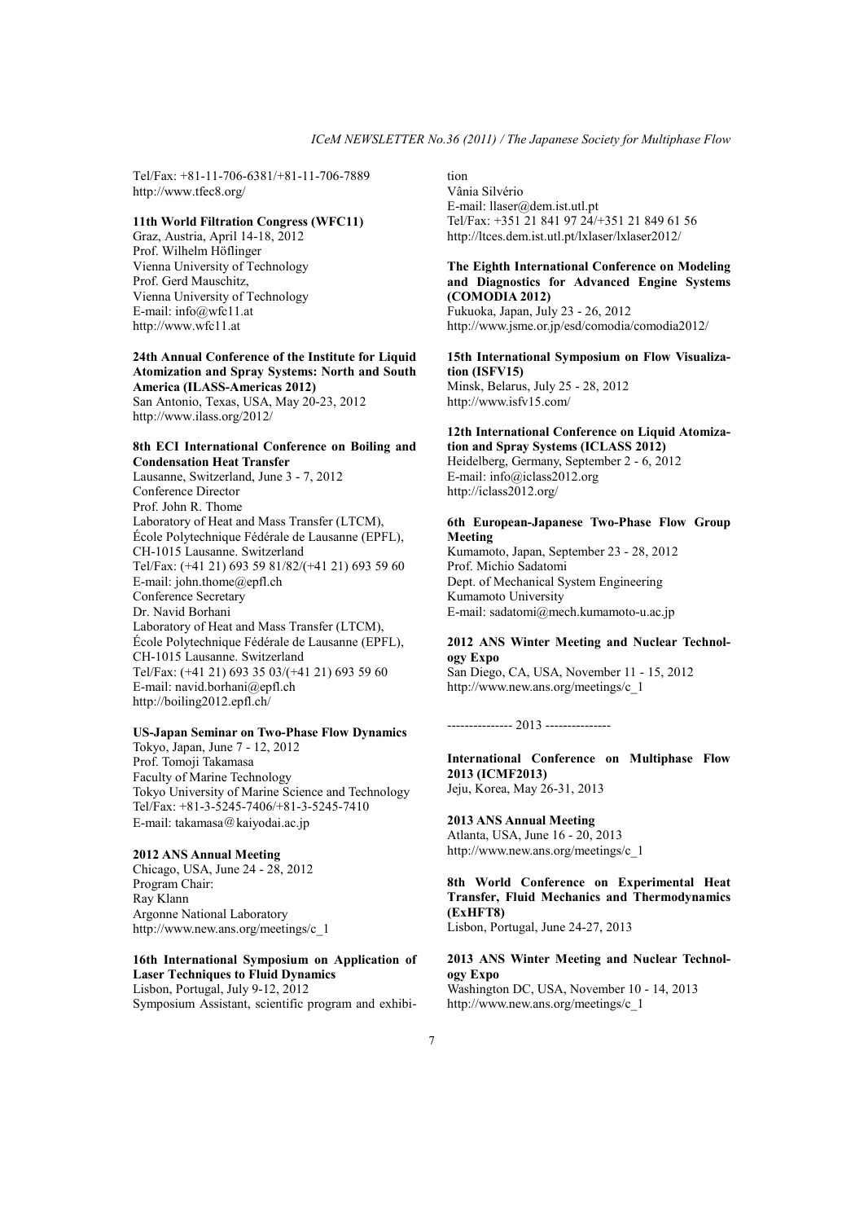Tel/Fax: +81-11-706-6381/+81-11-706-7889
http://www.tfec8.org/

**11th World Filtration Congress (WFC11)**
Graz, Austria, April 14-18, 2012
Prof. Wilhelm Höflinger
Vienna University of Technology
Prof. Gerd Mauschitz,
Vienna University of Technology
E-mail: info@wfc11.at
http://www.wfc11.at

**24th Annual Conference of the Institute for Liquid Atomization and Spray Systems: North and South America (ILASS-Americas 2012)**
San Antonio, Texas, USA, May 20-23, 2012
http://www.ilass.org/2012/

**8th ECI International Conference on Boiling and Condensation Heat Transfer**
Lausanne, Switzerland, June 3 - 7, 2012
Conference Director
Prof. John R. Thome
Laboratory of Heat and Mass Transfer (LTCM),
École Polytechnique Fédérale de Lausanne (EPFL),
CH-1015 Lausanne. Switzerland
Tel/Fax: (+41 21) 693 59 81/82/(+41 21) 693 59 60
E-mail: john.thome@epfl.ch
Conference Secretary
Dr. Navid Borhani
Laboratory of Heat and Mass Transfer (LTCM),
École Polytechnique Fédérale de Lausanne (EPFL),
CH-1015 Lausanne. Switzerland
Tel/Fax: (+41 21) 693 35 03/(+41 21) 693 59 60
E-mail: navid.borhani@epfl.ch
http://boiling2012.epfl.ch/

**US-Japan Seminar on Two-Phase Flow Dynamics**
Tokyo, Japan, June 7 - 12, 2012
Prof. Tomoji Takamasa
Faculty of Marine Technology
Tokyo University of Marine Science and Technology
Tel/Fax: +81-3-5245-7406/+81-3-5245-7410
E-mail: takamasa@kaiyodai.ac.jp

**2012 ANS Annual Meeting**
Chicago, USA, June 24 - 28, 2012
Program Chair:
Ray Klann
Argonne National Laboratory
http://www.new.ans.org/meetings/c_1

**16th International Symposium on Application of Laser Techniques to Fluid Dynamics**
Lisbon, Portugal, July 9-12, 2012
Symposium Assistant, scientific program and exhibition
Vânia Silvério
E-mail: llaser@dem.ist.utl.pt
Tel/Fax: +351 21 841 97 24/+351 21 849 61 56
http://ltces.dem.ist.utl.pt/lxlaser/lxlaser2012/

**The Eighth International Conference on Modeling and Diagnostics for Advanced Engine Systems (COMODIA 2012)**
Fukuoka, Japan, July 23 - 26, 2012
http://www.jsme.or.jp/esd/comodia/comodia2012/

**15th International Symposium on Flow Visualization (ISFV15)**
Minsk, Belarus, July 25 - 28, 2012
http://www.isfv15.com/

**12th International Conference on Liquid Atomization and Spray Systems (ICLASS 2012)**
Heidelberg, Germany, September 2 - 6, 2012
E-mail: info@iclass2012.org
http://iclass2012.org/

**6th European-Japanese Two-Phase Flow Group Meeting**
Kumamoto, Japan, September 23 - 28, 2012
Prof. Michio Sadatomi
Dept. of Mechanical System Engineering
Kumamoto University
E-mail: sadatomi@mech.kumamoto-u.ac.jp

**2012 ANS Winter Meeting and Nuclear Technology Expo**
San Diego, CA, USA, November 11 - 15, 2012
http://www.new.ans.org/meetings/c_1

--------------- 2013 ---------------

**International Conference on Multiphase Flow 2013 (ICMF2013)**
Jeju, Korea, May 26-31, 2013

**2013 ANS Annual Meeting**
Atlanta, USA, June 16 - 20, 2013
http://www.new.ans.org/meetings/c_1

**8th World Conference on Experimental Heat Transfer, Fluid Mechanics and Thermodynamics (ExHFT8)**
Lisbon, Portugal, June 24-27, 2013

**2013 ANS Winter Meeting and Nuclear Technology Expo**
Washington DC, USA, November 10 - 14, 2013
http://www.new.ans.org/meetings/c_1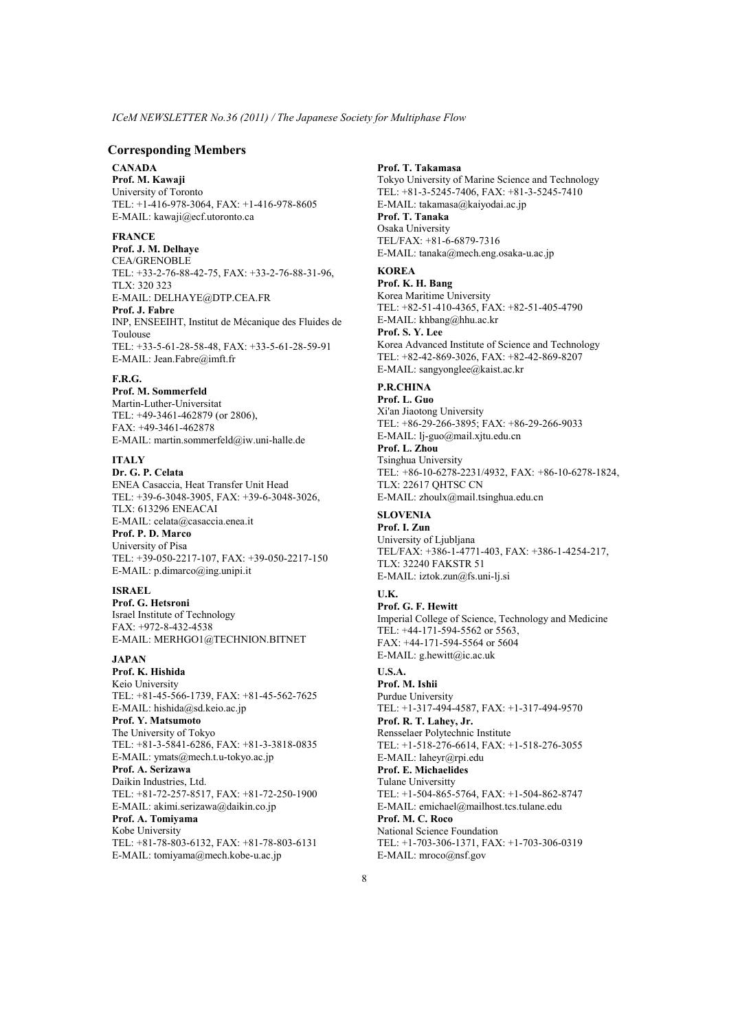## Corresponding Members

**CANADA**

**Prof. M. Kawaji**
University of Toronto
TEL: +1-416-978-3064, FAX: +1-416-978-8605
E-MAIL: kawaji@ecf.utoronto.ca

**FRANCE**

**Prof. J. M. Delhaye**
CEA/GRENOBLE
TEL: +33-2-76-88-42-75, FAX: +33-2-76-88-31-96,
TLX: 320 323
E-MAIL: DELHAYE@DTP.CEA.FR

**Prof. J. Fabre**
INP, ENSEEIHT, Institut de Mécanique des Fluides de Toulouse
TEL: +33-5-61-28-58-48, FAX: +33-5-61-28-59-91
E-MAIL: Jean.Fabre@imft.fr

**F.R.G.**

**Prof. M. Sommerfeld**
Martin-Luther-Universitat
TEL: +49-3461-462879 (or 2806),
FAX: +49-3461-462878
E-MAIL: martin.sommerfeld@iw.uni-halle.de

**ITALY**

**Dr. G. P. Celata**
ENEA Casaccia, Heat Transfer Unit Head
TEL: +39-6-3048-3905, FAX: +39-6-3048-3026,
TLX: 613296 ENEACAI
E-MAIL: celata@casaccia.enea.it

**Prof. P. D. Marco**
University of Pisa
TEL: +39-050-2217-107, FAX: +39-050-2217-150
E-MAIL: p.dimarco@ing.unipi.it

**ISRAEL**

**Prof. G. Hetsroni**
Israel Institute of Technology
FAX: +972-8-432-4538
E-MAIL: MERHGO1@TECHNION.BITNET

**JAPAN**

**Prof. K. Hishida**
Keio University
TEL: +81-45-566-1739, FAX: +81-45-562-7625
E-MAIL: hishida@sd.keio.ac.jp

**Prof. Y. Matsumoto**
The University of Tokyo
TEL: +81-3-5841-6286, FAX: +81-3-3818-0835
E-MAIL: ymats@mech.t.u-tokyo.ac.jp

**Prof. A. Serizawa**
Daikin Industries, Ltd.
TEL: +81-72-257-8517, FAX: +81-72-250-1900
E-MAIL: akimi.serizawa@daikin.co.jp

**Prof. A. Tomiyama**
Kobe University
TEL: +81-78-803-6132, FAX: +81-78-803-6131
E-MAIL: tomiyama@mech.kobe-u.ac.jp

**Prof. T. Takamasa**
Tokyo University of Marine Science and Technology
TEL: +81-3-5245-7406, FAX: +81-3-5245-7410
E-MAIL: takamasa@kaiyodai.ac.jp

**Prof. T. Tanaka**
Osaka University
TEL/FAX: +81-6-6879-7316
E-MAIL: tanaka@mech.eng.osaka-u.ac.jp

**KOREA**

**Prof. K. H. Bang**
Korea Maritime University
TEL: +82-51-410-4365, FAX: +82-51-405-4790
E-MAIL: khbang@hhu.ac.kr

**Prof. S. Y. Lee**
Korea Advanced Institute of Science and Technology
TEL: +82-42-869-3026, FAX: +82-42-869-8207
E-MAIL: sangyonglee@kaist.ac.kr

**P.R.CHINA**

**Prof. L. Guo**
Xi'an Jiaotong University
TEL: +86-29-266-3895; FAX: +86-29-266-9033
E-MAIL: lj-guo@mail.xjtu.edu.cn

**Prof. L. Zhou**
Tsinghua University
TEL: +86-10-6278-2231/4932, FAX: +86-10-6278-1824,
TLX: 22617 QHTSC CN
E-MAIL: zhoulx@mail.tsinghua.edu.cn

**SLOVENIA**

**Prof. I. Zun**
University of Ljubljana
TEL/FAX: +386-1-4771-403, FAX: +386-1-4254-217,
TLX: 32240 FAKSTR 51
E-MAIL: iztok.zun@fs.uni-lj.si

**U.K.**

**Prof. G. F. Hewitt**
Imperial College of Science, Technology and Medicine
TEL: +44-171-594-5562 or 5563,
FAX: +44-171-594-5564 or 5604
E-MAIL: g.hewitt@ic.ac.uk

**U.S.A.**

**Prof. M. Ishii**
Purdue University
TEL: +1-317-494-4587, FAX: +1-317-494-9570

**Prof. R. T. Lahey, Jr.**
Rensselaer Polytechnic Institute
TEL: +1-518-276-6614, FAX: +1-518-276-3055
E-MAIL: laheyr@rpi.edu

**Prof. E. Michaelides**
Tulane Universitty
TEL: +1-504-865-5764, FAX: +1-504-862-8747
E-MAIL: emichael@mailhost.tcs.tulane.edu

**Prof. M. C. Roco**
National Science Foundation
TEL: +1-703-306-1371, FAX: +1-703-306-0319
E-MAIL: mroco@nsf.gov